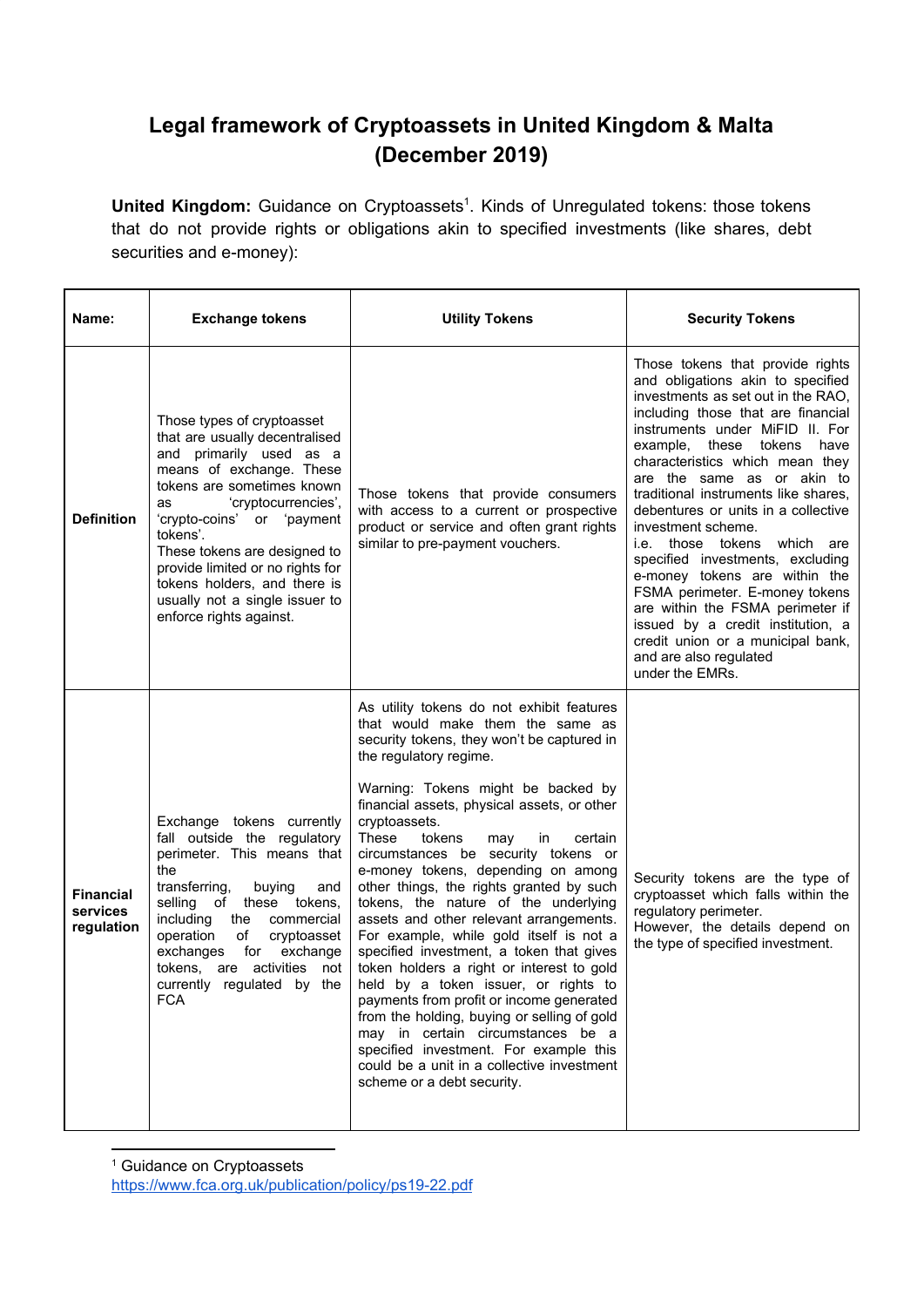# Legal framework of Cryptoassets in United Kingdom & Malta (December 2019)

**United Kingdom:** Guidance on Cryptoassets[1]. Kinds of Unregulated tokens: those tokens that do not provide rights or obligations akin to specified investments (like shares, debt securities and e-money):

| Name: | Exchange tokens | Utility Tokens | Security Tokens |
|---|---|---|---|
| **Definition** | Those types of cryptoasset that are usually decentralised and primarily used as a means of exchange. These tokens are sometimes known as 'cryptocurrencies', 'crypto-coins' or 'payment tokens'.<br>These tokens are designed to provide limited or no rights for tokens holders, and there is usually not a single issuer to enforce rights against. | Those tokens that provide consumers with access to a current or prospective product or service and often grant rights similar to pre-payment vouchers. | Those tokens that provide rights and obligations akin to specified investments as set out in the RAO, including those that are financial instruments under MiFID II. For example, these tokens have characteristics which mean they are the same as or akin to traditional instruments like shares, debentures or units in a collective investment scheme.<br>i.e. those tokens which are specified investments, excluding e-money tokens are within the FSMA perimeter. E-money tokens are within the FSMA perimeter if issued by a credit institution, a credit union or a municipal bank, and are also regulated under the EMRs. |
| **Financial services regulation** | Exchange tokens currently fall outside the regulatory perimeter. This means that the transferring, buying and selling of these tokens, including the commercial operation of cryptoasset exchanges for exchange tokens, are activities not currently regulated by the FCA | As utility tokens do not exhibit features that would make them the same as security tokens, they won't be captured in the regulatory regime.<br><br>Warning: Tokens might be backed by financial assets, physical assets, or other cryptoassets.<br>These tokens may in certain circumstances be security tokens or e-money tokens, depending on among other things, the rights granted by such tokens, the nature of the underlying assets and other relevant arrangements. For example, while gold itself is not a specified investment, a token that gives token holders a right or interest to gold held by a token issuer, or rights to payments from profit or income generated from the holding, buying or selling of gold may in certain circumstances be a specified investment. For example this could be a unit in a collective investment scheme or a debt security. | Security tokens are the type of cryptoasset which falls within the regulatory perimeter.<br>However, the details depend on the type of specified investment. |

[1] Guidance on Cryptoassets https://www.fca.org.uk/publication/policy/ps19-22.pdf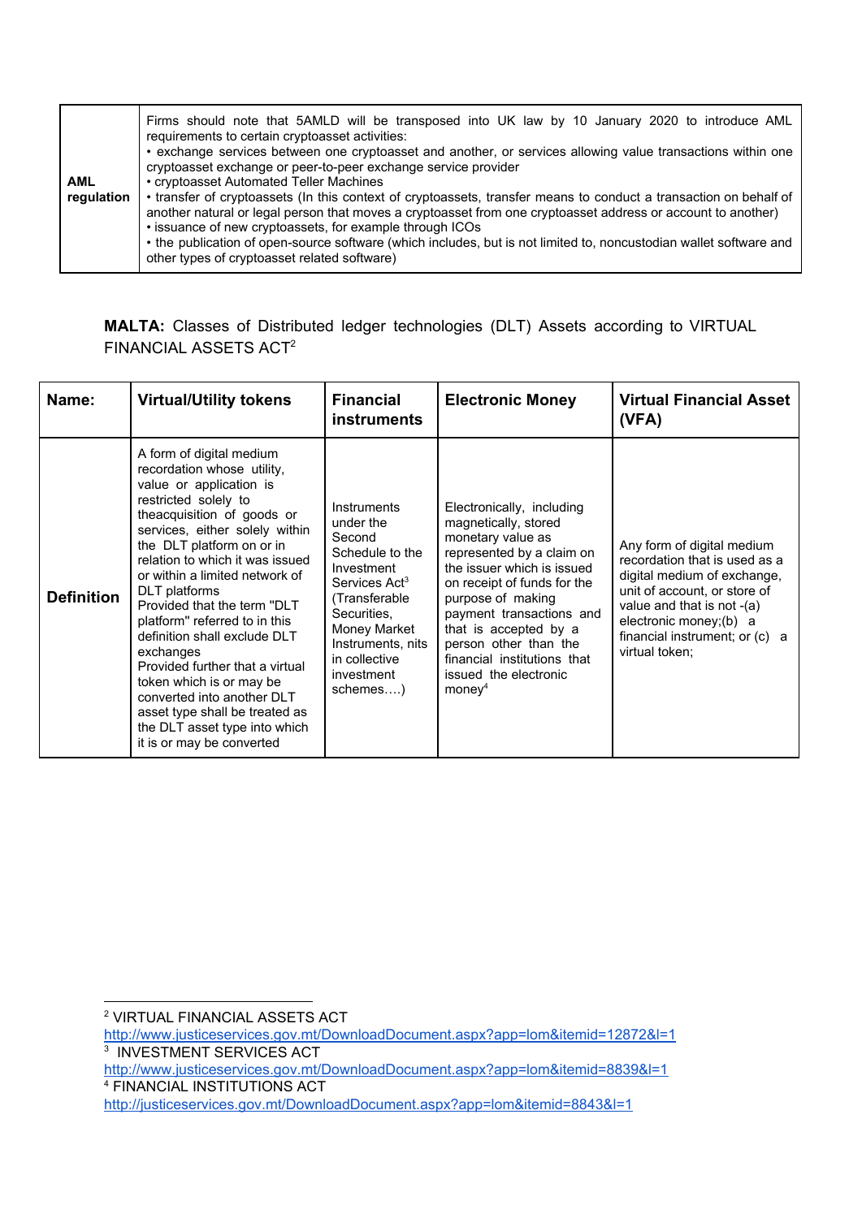| | |
|---|---|
| **AML regulation** | Firms should note that 5AMLD will be transposed into UK law by 10 January 2020 to introduce AML requirements to certain cryptoasset activities:<br>• exchange services between one cryptoasset and another, or services allowing value transactions within one cryptoasset exchange or peer-to-peer exchange service provider<br>• cryptoasset Automated Teller Machines<br>• transfer of cryptoassets (In this context of cryptoassets, transfer means to conduct a transaction on behalf of another natural or legal person that moves a cryptoasset from one cryptoasset address or account to another)<br>• issuance of new cryptoassets, for example through ICOs<br>• the publication of open-source software (which includes, but is not limited to, noncustodian wallet software and other types of cryptoasset related software) |

**MALTA:** Classes of Distributed ledger technologies (DLT) Assets according to VIRTUAL FINANCIAL ASSETS ACT[2]

| Name: | Virtual/Utility tokens | Financial instruments | Electronic Money | Virtual Financial Asset (VFA) |
|---|---|---|---|---|
| **Definition** | A form of digital medium recordation whose utility, value or application is restricted solely to theacquisition of goods or services, either solely within the DLT platform on or in relation to which it was issued or within a limited network of DLT platforms<br>Provided that the term "DLT platform" referred to in this definition shall exclude DLT exchanges<br>Provided further that a virtual token which is or may be converted into another DLT asset type shall be treated as the DLT asset type into which it is or may be converted | Instruments under the Second Schedule to the Investment Services Act[3] (Transferable Securities, Money Market Instruments, nits in collective investment schemes….) | Electronically, including magnetically, stored monetary value as represented by a claim on the issuer which is issued on receipt of funds for the purpose of making payment transactions and that is accepted by a person other than the financial institutions that issued the electronic money[4] | Any form of digital medium recordation that is used as a digital medium of exchange, unit of account, or store of value and that is not -(a) electronic money;(b) a financial instrument; or (c) a virtual token; |

[2] VIRTUAL FINANCIAL ASSETS ACT
http://www.justiceservices.gov.mt/DownloadDocument.aspx?app=lom&itemid=12872&l=1

[3] INVESTMENT SERVICES ACT
http://www.justiceservices.gov.mt/DownloadDocument.aspx?app=lom&itemid=8839&l=1

[4] FINANCIAL INSTITUTIONS ACT
http://justiceservices.gov.mt/DownloadDocument.aspx?app=lom&itemid=8843&l=1